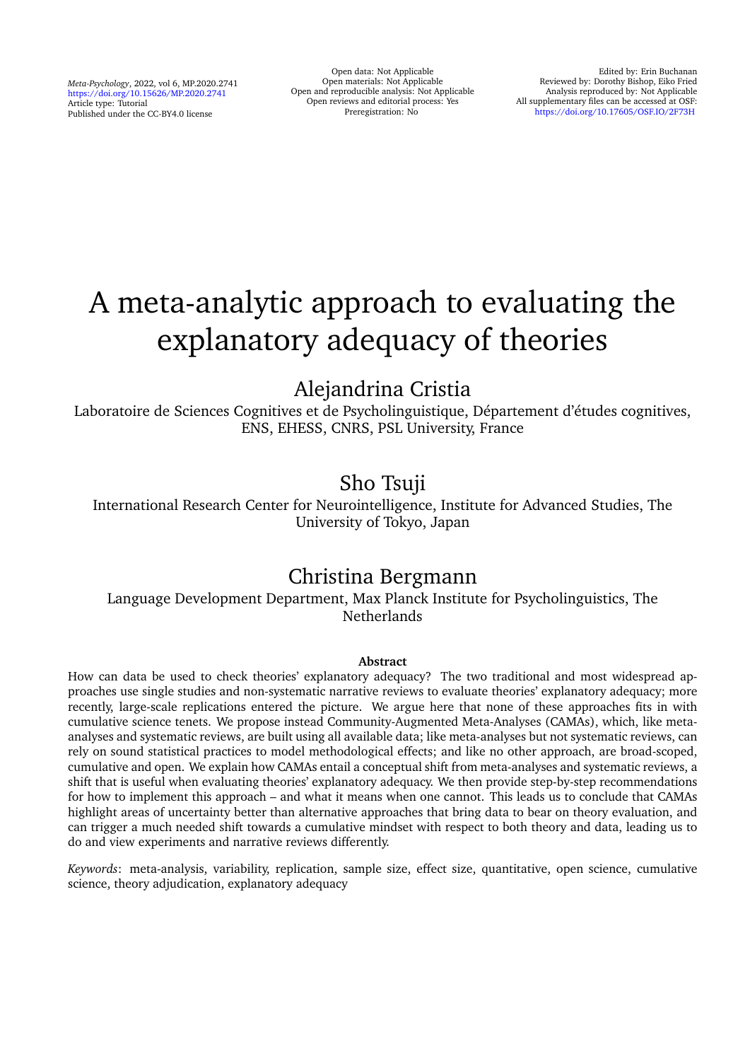*Meta-Psychology*, 2022, vol 6, MP.2020.2741
https://doi.org/10.15626/MP.2020.2741
Article type: Tutorial
Published under the CC-BY4.0 license

Open data: Not Applicable
Open materials: Not Applicable
Open and reproducible analysis: Not Applicable
Open reviews and editorial process: Yes
Preregistration: No

Edited by: Erin Buchanan
Reviewed by: Dorothy Bishop, Eiko Fried
Analysis reproduced by: Not Applicable
All supplementary files can be accessed at OSF: https://doi.org/10.17605/OSF.IO/2F73H

# A meta-analytic approach to evaluating the explanatory adequacy of theories

## Alejandrina Cristia

Laboratoire de Sciences Cognitives et de Psycholinguistique, Département d'études cognitives, ENS, EHESS, CNRS, PSL University, France

## Sho Tsuji

International Research Center for Neurointelligence, Institute for Advanced Studies, The University of Tokyo, Japan

## Christina Bergmann

Language Development Department, Max Planck Institute for Psycholinguistics, The Netherlands

### Abstract

How can data be used to check theories' explanatory adequacy? The two traditional and most widespread approaches use single studies and non-systematic narrative reviews to evaluate theories' explanatory adequacy; more recently, large-scale replications entered the picture. We argue here that none of these approaches fits in with cumulative science tenets. We propose instead Community-Augmented Meta-Analyses (CAMAs), which, like meta-analyses and systematic reviews, are built using all available data; like meta-analyses but not systematic reviews, can rely on sound statistical practices to model methodological effects; and like no other approach, are broad-scoped, cumulative and open. We explain how CAMAs entail a conceptual shift from meta-analyses and systematic reviews, a shift that is useful when evaluating theories' explanatory adequacy. We then provide step-by-step recommendations for how to implement this approach – and what it means when one cannot. This leads us to conclude that CAMAs highlight areas of uncertainty better than alternative approaches that bring data to bear on theory evaluation, and can trigger a much needed shift towards a cumulative mindset with respect to both theory and data, leading us to do and view experiments and narrative reviews differently.

*Keywords*: meta-analysis, variability, replication, sample size, effect size, quantitative, open science, cumulative science, theory adjudication, explanatory adequacy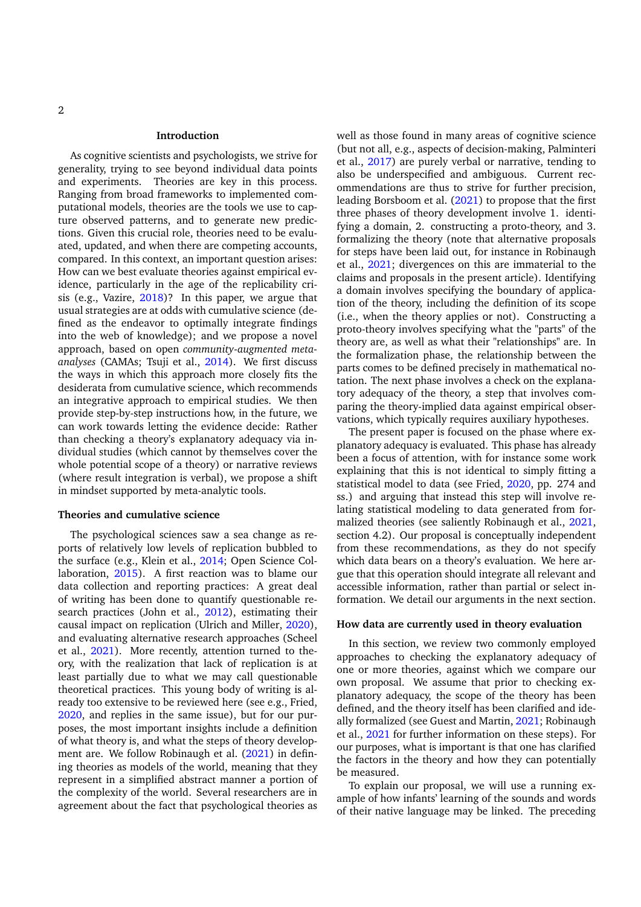## Introduction

As cognitive scientists and psychologists, we strive for generality, trying to see beyond individual data points and experiments. Theories are key in this process. Ranging from broad frameworks to implemented computational models, theories are the tools we use to capture observed patterns, and to generate new predictions. Given this crucial role, theories need to be evaluated, updated, and when there are competing accounts, compared. In this context, an important question arises: How can we best evaluate theories against empirical evidence, particularly in the age of the replicability crisis (e.g., Vazire, 2018)? In this paper, we argue that usual strategies are at odds with cumulative science (defined as the endeavor to optimally integrate findings into the web of knowledge); and we propose a novel approach, based on open *community-augmented meta-analyses* (CAMAs; Tsuji et al., 2014). We first discuss the ways in which this approach more closely fits the desiderata from cumulative science, which recommends an integrative approach to empirical studies. We then provide step-by-step instructions how, in the future, we can work towards letting the evidence decide: Rather than checking a theory's explanatory adequacy via individual studies (which cannot by themselves cover the whole potential scope of a theory) or narrative reviews (where result integration is verbal), we propose a shift in mindset supported by meta-analytic tools.

### Theories and cumulative science

The psychological sciences saw a sea change as reports of relatively low levels of replication bubbled to the surface (e.g., Klein et al., 2014; Open Science Collaboration, 2015). A first reaction was to blame our data collection and reporting practices: A great deal of writing has been done to quantify questionable research practices (John et al., 2012), estimating their causal impact on replication (Ulrich and Miller, 2020), and evaluating alternative research approaches (Scheel et al., 2021). More recently, attention turned to theory, with the realization that lack of replication is at least partially due to what we may call questionable theoretical practices. This young body of writing is already too extensive to be reviewed here (see e.g., Fried, 2020, and replies in the same issue), but for our purposes, the most important insights include a definition of what theory is, and what the steps of theory development are. We follow Robinaugh et al. (2021) in defining theories as models of the world, meaning that they represent in a simplified abstract manner a portion of the complexity of the world. Several researchers are in agreement about the fact that psychological theories as well as those found in many areas of cognitive science (but not all, e.g., aspects of decision-making, Palminteri et al., 2017) are purely verbal or narrative, tending to also be underspecified and ambiguous. Current recommendations are thus to strive for further precision, leading Borsboom et al. (2021) to propose that the first three phases of theory development involve 1. identifying a domain, 2. constructing a proto-theory, and 3. formalizing the theory (note that alternative proposals for steps have been laid out, for instance in Robinaugh et al., 2021; divergences on this are immaterial to the claims and proposals in the present article). Identifying a domain involves specifying the boundary of application of the theory, including the definition of its scope (i.e., when the theory applies or not). Constructing a proto-theory involves specifying what the "parts" of the theory are, as well as what their "relationships" are. In the formalization phase, the relationship between the parts comes to be defined precisely in mathematical notation. The next phase involves a check on the explanatory adequacy of the theory, a step that involves comparing the theory-implied data against empirical observations, which typically requires auxiliary hypotheses.

The present paper is focused on the phase where explanatory adequacy is evaluated. This phase has already been a focus of attention, with for instance some work explaining that this is not identical to simply fitting a statistical model to data (see Fried, 2020, pp. 274 and ss.) and arguing that instead this step will involve relating statistical modeling to data generated from formalized theories (see saliently Robinaugh et al., 2021, section 4.2). Our proposal is conceptually independent from these recommendations, as they do not specify which data bears on a theory's evaluation. We here argue that this operation should integrate all relevant and accessible information, rather than partial or select information. We detail our arguments in the next section.

### How data are currently used in theory evaluation

In this section, we review two commonly employed approaches to checking the explanatory adequacy of one or more theories, against which we compare our own proposal. We assume that prior to checking explanatory adequacy, the scope of the theory has been defined, and the theory itself has been clarified and ideally formalized (see Guest and Martin, 2021; Robinaugh et al., 2021 for further information on these steps). For our purposes, what is important is that one has clarified the factors in the theory and how they can potentially be measured.

To explain our proposal, we will use a running example of how infants' learning of the sounds and words of their native language may be linked. The preceding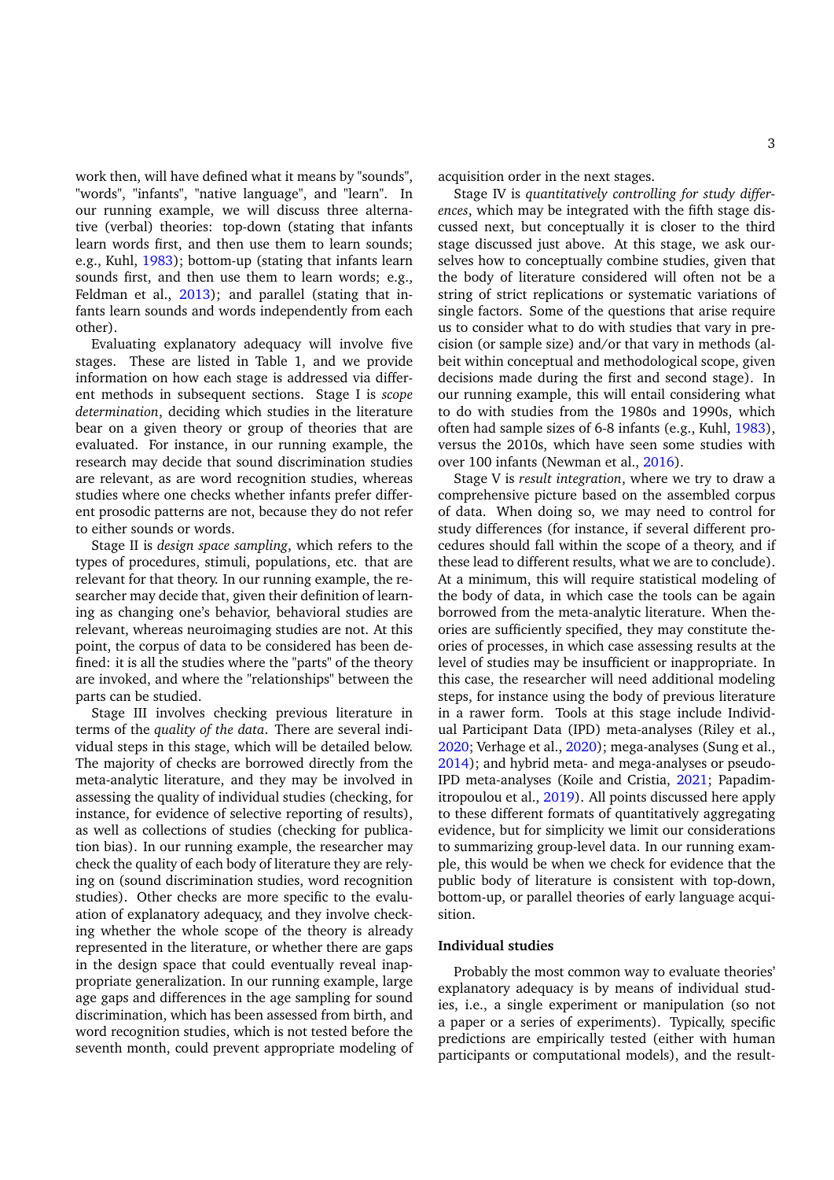work then, will have defined what it means by "sounds", "words", "infants", "native language", and "learn". In our running example, we will discuss three alternative (verbal) theories: top-down (stating that infants learn words first, and then use them to learn sounds; e.g., Kuhl, 1983); bottom-up (stating that infants learn sounds first, and then use them to learn words; e.g., Feldman et al., 2013); and parallel (stating that infants learn sounds and words independently from each other).

Evaluating explanatory adequacy will involve five stages. These are listed in Table 1, and we provide information on how each stage is addressed via different methods in subsequent sections. Stage I is *scope determination*, deciding which studies in the literature bear on a given theory or group of theories that are evaluated. For instance, in our running example, the research may decide that sound discrimination studies are relevant, as are word recognition studies, whereas studies where one checks whether infants prefer different prosodic patterns are not, because they do not refer to either sounds or words.

Stage II is *design space sampling*, which refers to the types of procedures, stimuli, populations, etc. that are relevant for that theory. In our running example, the researcher may decide that, given their definition of learning as changing one's behavior, behavioral studies are relevant, whereas neuroimaging studies are not. At this point, the corpus of data to be considered has been defined: it is all the studies where the "parts" of the theory are invoked, and where the "relationships" between the parts can be studied.

Stage III involves checking previous literature in terms of the *quality of the data*. There are several individual steps in this stage, which will be detailed below. The majority of checks are borrowed directly from the meta-analytic literature, and they may be involved in assessing the quality of individual studies (checking, for instance, for evidence of selective reporting of results), as well as collections of studies (checking for publication bias). In our running example, the researcher may check the quality of each body of literature they are relying on (sound discrimination studies, word recognition studies). Other checks are more specific to the evaluation of explanatory adequacy, and they involve checking whether the whole scope of the theory is already represented in the literature, or whether there are gaps in the design space that could eventually reveal inappropriate generalization. In our running example, large age gaps and differences in the age sampling for sound discrimination, which has been assessed from birth, and word recognition studies, which is not tested before the seventh month, could prevent appropriate modeling of acquisition order in the next stages.

Stage IV is *quantitatively controlling for study differences*, which may be integrated with the fifth stage discussed next, but conceptually it is closer to the third stage discussed just above. At this stage, we ask ourselves how to conceptually combine studies, given that the body of literature considered will often not be a string of strict replications or systematic variations of single factors. Some of the questions that arise require us to consider what to do with studies that vary in precision (or sample size) and/or that vary in methods (albeit within conceptual and methodological scope, given decisions made during the first and second stage). In our running example, this will entail considering what to do with studies from the 1980s and 1990s, which often had sample sizes of 6-8 infants (e.g., Kuhl, 1983), versus the 2010s, which have seen some studies with over 100 infants (Newman et al., 2016).

Stage V is *result integration*, where we try to draw a comprehensive picture based on the assembled corpus of data. When doing so, we may need to control for study differences (for instance, if several different procedures should fall within the scope of a theory, and if these lead to different results, what we are to conclude). At a minimum, this will require statistical modeling of the body of data, in which case the tools can be again borrowed from the meta-analytic literature. When theories are sufficiently specified, they may constitute theories of processes, in which case assessing results at the level of studies may be insufficient or inappropriate. In this case, the researcher will need additional modeling steps, for instance using the body of previous literature in a rawer form. Tools at this stage include Individual Participant Data (IPD) meta-analyses (Riley et al., 2020; Verhage et al., 2020); mega-analyses (Sung et al., 2014); and hybrid meta- and mega-analyses or pseudo-IPD meta-analyses (Koile and Cristia, 2021; Papadimitropoulou et al., 2019). All points discussed here apply to these different formats of quantitatively aggregating evidence, but for simplicity we limit our considerations to summarizing group-level data. In our running example, this would be when we check for evidence that the public body of literature is consistent with top-down, bottom-up, or parallel theories of early language acquisition.

### Individual studies

Probably the most common way to evaluate theories' explanatory adequacy is by means of individual studies, i.e., a single experiment or manipulation (so not a paper or a series of experiments). Typically, specific predictions are empirically tested (either with human participants or computational models), and the result-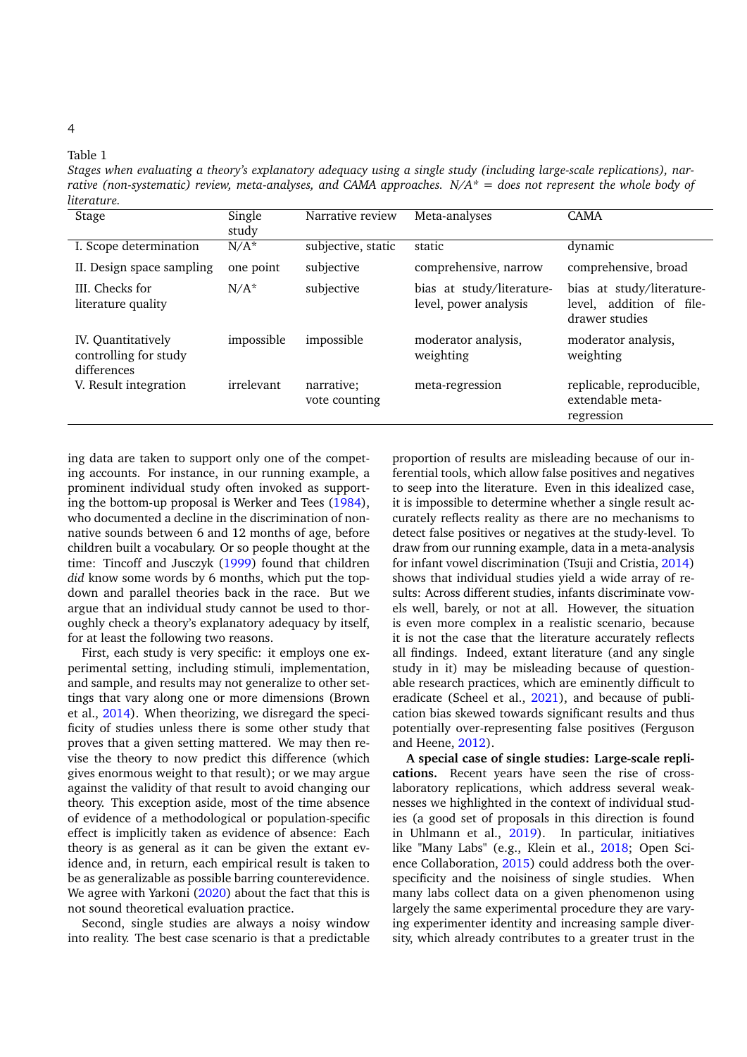Table 1

*Stages when evaluating a theory's explanatory adequacy using a single study (including large-scale replications), narrative (non-systematic) review, meta-analyses, and CAMA approaches. N/A* = does not represent the whole body of literature.*

| Stage | Single study | Narrative review | Meta-analyses | CAMA |
|---|---|---|---|---|
| I. Scope determination | N/A* | subjective, static | static | dynamic |
| II. Design space sampling | one point | subjective | comprehensive, narrow | comprehensive, broad |
| III. Checks for literature quality | N/A* | subjective | bias at study/literature-level, power analysis | bias at study/literature-level, addition of file-drawer studies |
| IV. Quantitatively controlling for study differences | impossible | impossible | moderator analysis, weighting | moderator analysis, weighting |
| V. Result integration | irrelevant | narrative; vote counting | meta-regression | replicable, reproducible, extendable meta-regression |

ing data are taken to support only one of the competing accounts. For instance, in our running example, a prominent individual study often invoked as supporting the bottom-up proposal is Werker and Tees (1984), who documented a decline in the discrimination of non-native sounds between 6 and 12 months of age, before children built a vocabulary. Or so people thought at the time: Tincoff and Jusczyk (1999) found that children *did* know some words by 6 months, which put the top-down and parallel theories back in the race. But we argue that an individual study cannot be used to thoroughly check a theory's explanatory adequacy by itself, for at least the following two reasons.

First, each study is very specific: it employs one experimental setting, including stimuli, implementation, and sample, and results may not generalize to other settings that vary along one or more dimensions (Brown et al., 2014). When theorizing, we disregard the specificity of studies unless there is some other study that proves that a given setting mattered. We may then revise the theory to now predict this difference (which gives enormous weight to that result); or we may argue against the validity of that result to avoid changing our theory. This exception aside, most of the time absence of evidence of a methodological or population-specific effect is implicitly taken as evidence of absence: Each theory is as general as it can be given the extant evidence and, in return, each empirical result is taken to be as generalizable as possible barring counterevidence. We agree with Yarkoni (2020) about the fact that this is not sound theoretical evaluation practice.

Second, single studies are always a noisy window into reality. The best case scenario is that a predictable proportion of results are misleading because of our inferential tools, which allow false positives and negatives to seep into the literature. Even in this idealized case, it is impossible to determine whether a single result accurately reflects reality as there are no mechanisms to detect false positives or negatives at the study-level. To draw from our running example, data in a meta-analysis for infant vowel discrimination (Tsuji and Cristia, 2014) shows that individual studies yield a wide array of results: Across different studies, infants discriminate vowels well, barely, or not at all. However, the situation is even more complex in a realistic scenario, because it is not the case that the literature accurately reflects all findings. Indeed, extant literature (and any single study in it) may be misleading because of questionable research practices, which are eminently difficult to eradicate (Scheel et al., 2021), and because of publication bias skewed towards significant results and thus potentially over-representing false positives (Ferguson and Heene, 2012).

**A special case of single studies: Large-scale replications.** Recent years have seen the rise of cross-laboratory replications, which address several weaknesses we highlighted in the context of individual studies (a good set of proposals in this direction is found in Uhlmann et al., 2019). In particular, initiatives like "Many Labs" (e.g., Klein et al., 2018; Open Science Collaboration, 2015) could address both the over-specificity and the noisiness of single studies. When many labs collect data on a given phenomenon using largely the same experimental procedure they are varying experimenter identity and increasing sample diversity, which already contributes to a greater trust in the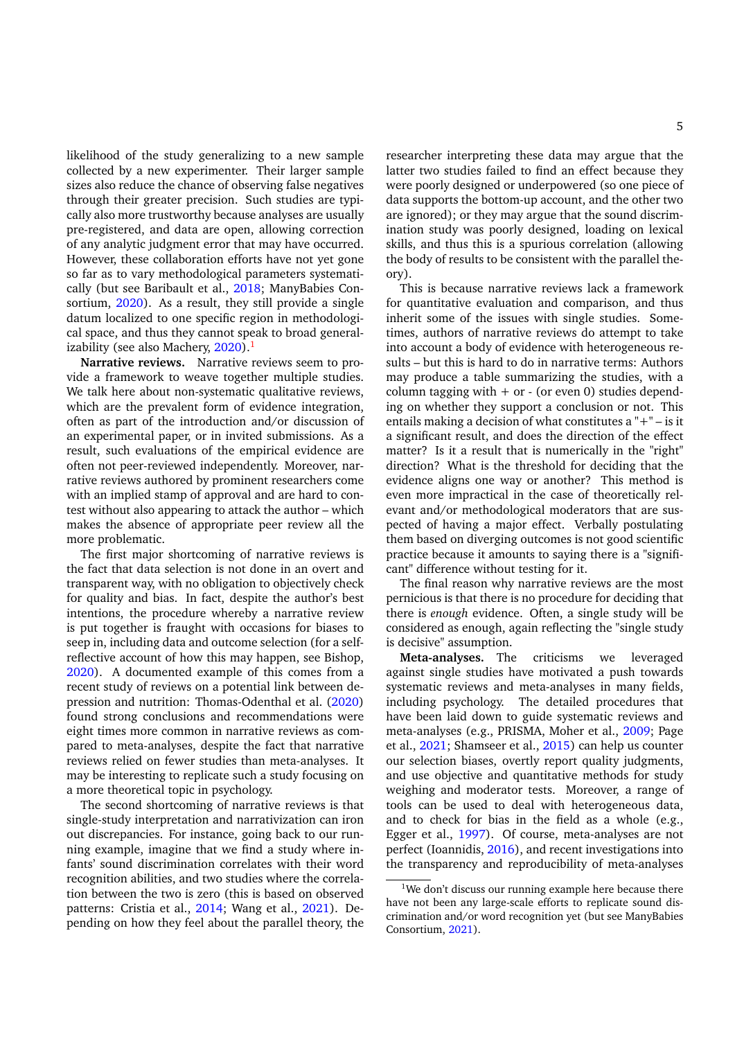likelihood of the study generalizing to a new sample collected by a new experimenter. Their larger sample sizes also reduce the chance of observing false negatives through their greater precision. Such studies are typically also more trustworthy because analyses are usually pre-registered, and data are open, allowing correction of any analytic judgment error that may have occurred. However, these collaboration efforts have not yet gone so far as to vary methodological parameters systematically (but see Baribault et al., 2018; ManyBabies Consortium, 2020). As a result, they still provide a single datum localized to one specific region in methodological space, and thus they cannot speak to broad generalizability (see also Machery, 2020).[1]

**Narrative reviews.** Narrative reviews seem to provide a framework to weave together multiple studies. We talk here about non-systematic qualitative reviews, which are the prevalent form of evidence integration, often as part of the introduction and/or discussion of an experimental paper, or in invited submissions. As a result, such evaluations of the empirical evidence are often not peer-reviewed independently. Moreover, narrative reviews authored by prominent researchers come with an implied stamp of approval and are hard to contest without also appearing to attack the author – which makes the absence of appropriate peer review all the more problematic.

The first major shortcoming of narrative reviews is the fact that data selection is not done in an overt and transparent way, with no obligation to objectively check for quality and bias. In fact, despite the author's best intentions, the procedure whereby a narrative review is put together is fraught with occasions for biases to seep in, including data and outcome selection (for a self-reflective account of how this may happen, see Bishop, 2020). A documented example of this comes from a recent study of reviews on a potential link between depression and nutrition: Thomas-Odenthal et al. (2020) found strong conclusions and recommendations were eight times more common in narrative reviews as compared to meta-analyses, despite the fact that narrative reviews relied on fewer studies than meta-analyses. It may be interesting to replicate such a study focusing on a more theoretical topic in psychology.

The second shortcoming of narrative reviews is that single-study interpretation and narrativization can iron out discrepancies. For instance, going back to our running example, imagine that we find a study where infants' sound discrimination correlates with their word recognition abilities, and two studies where the correlation between the two is zero (this is based on observed patterns: Cristia et al., 2014; Wang et al., 2021). Depending on how they feel about the parallel theory, the researcher interpreting these data may argue that the latter two studies failed to find an effect because they were poorly designed or underpowered (so one piece of data supports the bottom-up account, and the other two are ignored); or they may argue that the sound discrimination study was poorly designed, loading on lexical skills, and thus this is a spurious correlation (allowing the body of results to be consistent with the parallel theory).

This is because narrative reviews lack a framework for quantitative evaluation and comparison, and thus inherit some of the issues with single studies. Sometimes, authors of narrative reviews do attempt to take into account a body of evidence with heterogeneous results – but this is hard to do in narrative terms: Authors may produce a table summarizing the studies, with a column tagging with + or - (or even 0) studies depending on whether they support a conclusion or not. This entails making a decision of what constitutes a "+" – is it a significant result, and does the direction of the effect matter? Is it a result that is numerically in the "right" direction? What is the threshold for deciding that the evidence aligns one way or another? This method is even more impractical in the case of theoretically relevant and/or methodological moderators that are suspected of having a major effect. Verbally postulating them based on diverging outcomes is not good scientific practice because it amounts to saying there is a "significant" difference without testing for it.

The final reason why narrative reviews are the most pernicious is that there is no procedure for deciding that there is *enough* evidence. Often, a single study will be considered as enough, again reflecting the "single study is decisive" assumption.

**Meta-analyses.** The criticisms we leveraged against single studies have motivated a push towards systematic reviews and meta-analyses in many fields, including psychology. The detailed procedures that have been laid down to guide systematic reviews and meta-analyses (e.g., PRISMA, Moher et al., 2009; Page et al., 2021; Shamseer et al., 2015) can help us counter our selection biases, overtly report quality judgments, and use objective and quantitative methods for study weighing and moderator tests. Moreover, a range of tools can be used to deal with heterogeneous data, and to check for bias in the field as a whole (e.g., Egger et al., 1997). Of course, meta-analyses are not perfect (Ioannidis, 2016), and recent investigations into the transparency and reproducibility of meta-analyses

[1] We don't discuss our running example here because there have not been any large-scale efforts to replicate sound discrimination and/or word recognition yet (but see ManyBabies Consortium, 2021).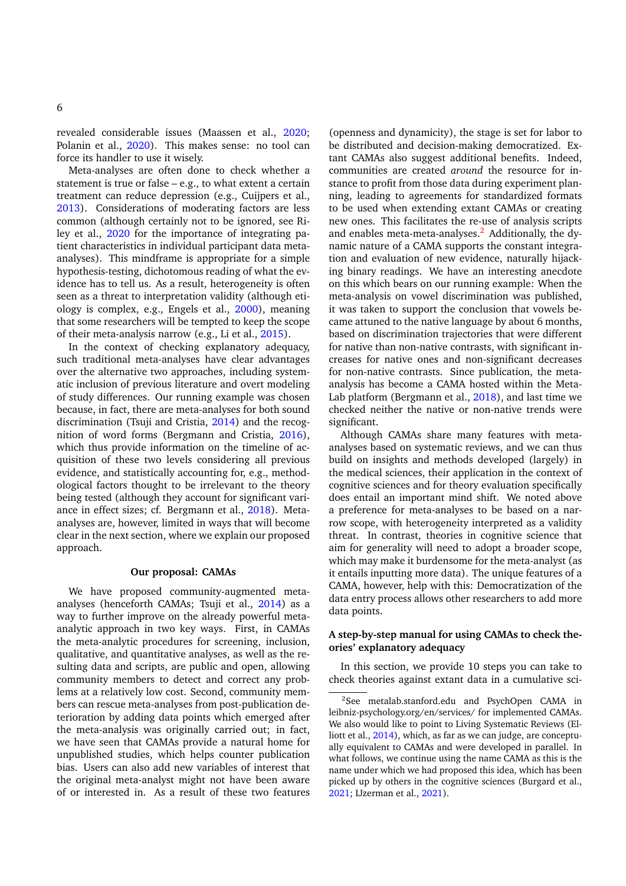revealed considerable issues (Maassen et al., 2020; Polanin et al., 2020). This makes sense: no tool can force its handler to use it wisely.

Meta-analyses are often done to check whether a statement is true or false – e.g., to what extent a certain treatment can reduce depression (e.g., Cuijpers et al., 2013). Considerations of moderating factors are less common (although certainly not to be ignored, see Riley et al., 2020 for the importance of integrating patient characteristics in individual participant data meta-analyses). This mindframe is appropriate for a simple hypothesis-testing, dichotomous reading of what the evidence has to tell us. As a result, heterogeneity is often seen as a threat to interpretation validity (although etiology is complex, e.g., Engels et al., 2000), meaning that some researchers will be tempted to keep the scope of their meta-analysis narrow (e.g., Li et al., 2015).

In the context of checking explanatory adequacy, such traditional meta-analyses have clear advantages over the alternative two approaches, including systematic inclusion of previous literature and overt modeling of study differences. Our running example was chosen because, in fact, there are meta-analyses for both sound discrimination (Tsuji and Cristia, 2014) and the recognition of word forms (Bergmann and Cristia, 2016), which thus provide information on the timeline of acquisition of these two levels considering all previous evidence, and statistically accounting for, e.g., methodological factors thought to be irrelevant to the theory being tested (although they account for significant variance in effect sizes; cf. Bergmann et al., 2018). Meta-analyses are, however, limited in ways that will become clear in the next section, where we explain our proposed approach.

## Our proposal: CAMAs

We have proposed community-augmented meta-analyses (henceforth CAMAs; Tsuji et al., 2014) as a way to further improve on the already powerful meta-analytic approach in two key ways. First, in CAMAs the meta-analytic procedures for screening, inclusion, qualitative, and quantitative analyses, as well as the resulting data and scripts, are public and open, allowing community members to detect and correct any problems at a relatively low cost. Second, community members can rescue meta-analyses from post-publication deterioration by adding data points which emerged after the meta-analysis was originally carried out; in fact, we have seen that CAMAs provide a natural home for unpublished studies, which helps counter publication bias. Users can also add new variables of interest that the original meta-analyst might not have been aware of or interested in. As a result of these two features (openness and dynamicity), the stage is set for labor to be distributed and decision-making democratized. Extant CAMAs also suggest additional benefits. Indeed, communities are created *around* the resource for instance to profit from those data during experiment planning, leading to agreements for standardized formats to be used when extending extant CAMAs or creating new ones. This facilitates the re-use of analysis scripts and enables meta-meta-analyses.[2] Additionally, the dynamic nature of a CAMA supports the constant integration and evaluation of new evidence, naturally hijacking binary readings. We have an interesting anecdote on this which bears on our running example: When the meta-analysis on vowel discrimination was published, it was taken to support the conclusion that vowels became attuned to the native language by about 6 months, based on discrimination trajectories that were different for native than non-native contrasts, with significant increases for native ones and non-significant decreases for non-native contrasts. Since publication, the meta-analysis has become a CAMA hosted within the MetaLab platform (Bergmann et al., 2018), and last time we checked neither the native or non-native trends were significant.

Although CAMAs share many features with meta-analyses based on systematic reviews, and we can thus build on insights and methods developed (largely) in the medical sciences, their application in the context of cognitive sciences and for theory evaluation specifically does entail an important mind shift. We noted above a preference for meta-analyses to be based on a narrow scope, with heterogeneity interpreted as a validity threat. In contrast, theories in cognitive science that aim for generality will need to adopt a broader scope, which may make it burdensome for the meta-analyst (as it entails inputting more data). The unique features of a CAMA, however, help with this: Democratization of the data entry process allows other researchers to add more data points.

### A step-by-step manual for using CAMAs to check theories' explanatory adequacy

In this section, we provide 10 steps you can take to check theories against extant data in a cumulative sci-

[2] See metalab.stanford.edu and PsychOpen CAMA in leibniz-psychology.org/en/services/ for implemented CAMAs. We also would like to point to Living Systematic Reviews (Elliott et al., 2014), which, as far as we can judge, are conceptually equivalent to CAMAs and were developed in parallel. In what follows, we continue using the name CAMA as this is the name under which we had proposed this idea, which has been picked up by others in the cognitive sciences (Burgard et al., 2021; IJzerman et al., 2021).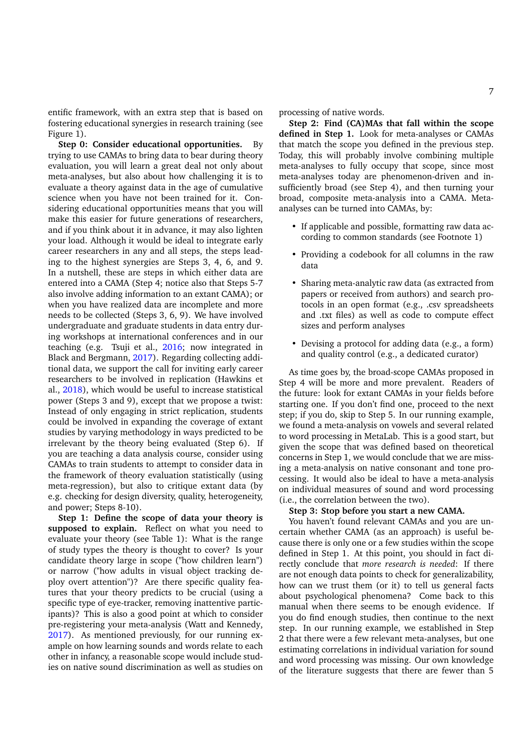entific framework, with an extra step that is based on fostering educational synergies in research training (see Figure 1).

**Step 0: Consider educational opportunities.** By trying to use CAMAs to bring data to bear during theory evaluation, you will learn a great deal not only about meta-analyses, but also about how challenging it is to evaluate a theory against data in the age of cumulative science when you have not been trained for it. Considering educational opportunities means that you will make this easier for future generations of researchers, and if you think about it in advance, it may also lighten your load. Although it would be ideal to integrate early career researchers in any and all steps, the steps leading to the highest synergies are Steps 3, 4, 6, and 9. In a nutshell, these are steps in which either data are entered into a CAMA (Step 4; notice also that Steps 5-7 also involve adding information to an extant CAMA); or when you have realized data are incomplete and more needs to be collected (Steps 3, 6, 9). We have involved undergraduate and graduate students in data entry during workshops at international conferences and in our teaching (e.g. Tsuji et al., 2016; now integrated in Black and Bergmann, 2017). Regarding collecting additional data, we support the call for inviting early career researchers to be involved in replication (Hawkins et al., 2018), which would be useful to increase statistical power (Steps 3 and 9), except that we propose a twist: Instead of only engaging in strict replication, students could be involved in expanding the coverage of extant studies by varying methodology in ways predicted to be irrelevant by the theory being evaluated (Step 6). If you are teaching a data analysis course, consider using CAMAs to train students to attempt to consider data in the framework of theory evaluation statistically (using meta-regression), but also to critique extant data (by e.g. checking for design diversity, quality, heterogeneity, and power; Steps 8-10).

**Step 1: Define the scope of data your theory is supposed to explain.** Reflect on what you need to evaluate your theory (see Table 1): What is the range of study types the theory is thought to cover? Is your candidate theory large in scope ("how children learn") or narrow ("how adults in visual object tracking deploy overt attention")? Are there specific quality features that your theory predicts to be crucial (using a specific type of eye-tracker, removing inattentive participants)? This is also a good point at which to consider pre-registering your meta-analysis (Watt and Kennedy, 2017). As mentioned previously, for our running example on how learning sounds and words relate to each other in infancy, a reasonable scope would include studies on native sound discrimination as well as studies on processing of native words.

**Step 2: Find (CA)MAs that fall within the scope defined in Step 1.** Look for meta-analyses or CAMAs that match the scope you defined in the previous step. Today, this will probably involve combining multiple meta-analyses to fully occupy that scope, since most meta-analyses today are phenomenon-driven and insufficiently broad (see Step 4), and then turning your broad, composite meta-analysis into a CAMA. Meta-analyses can be turned into CAMAs, by:

- If applicable and possible, formatting raw data according to common standards (see Footnote 1)
- Providing a codebook for all columns in the raw data
- Sharing meta-analytic raw data (as extracted from papers or received from authors) and search protocols in an open format (e.g., .csv spreadsheets and .txt files) as well as code to compute effect sizes and perform analyses
- Devising a protocol for adding data (e.g., a form) and quality control (e.g., a dedicated curator)

As time goes by, the broad-scope CAMAs proposed in Step 4 will be more and more prevalent. Readers of the future: look for extant CAMAs in your fields before starting one. If you don't find one, proceed to the next step; if you do, skip to Step 5. In our running example, we found a meta-analysis on vowels and several related to word processing in MetaLab. This is a good start, but given the scope that was defined based on theoretical concerns in Step 1, we would conclude that we are missing a meta-analysis on native consonant and tone processing. It would also be ideal to have a meta-analysis on individual measures of sound and word processing (i.e., the correlation between the two).

**Step 3: Stop before you start a new CAMA.**

You haven't found relevant CAMAs and you are uncertain whether CAMA (as an approach) is useful because there is only one or a few studies within the scope defined in Step 1. At this point, you should in fact directly conclude that *more research is needed*: If there are not enough data points to check for generalizability, how can we trust them (or it) to tell us general facts about psychological phenomena? Come back to this manual when there seems to be enough evidence. If you do find enough studies, then continue to the next step. In our running example, we established in Step 2 that there were a few relevant meta-analyses, but one estimating correlations in individual variation for sound and word processing was missing. Our own knowledge of the literature suggests that there are fewer than 5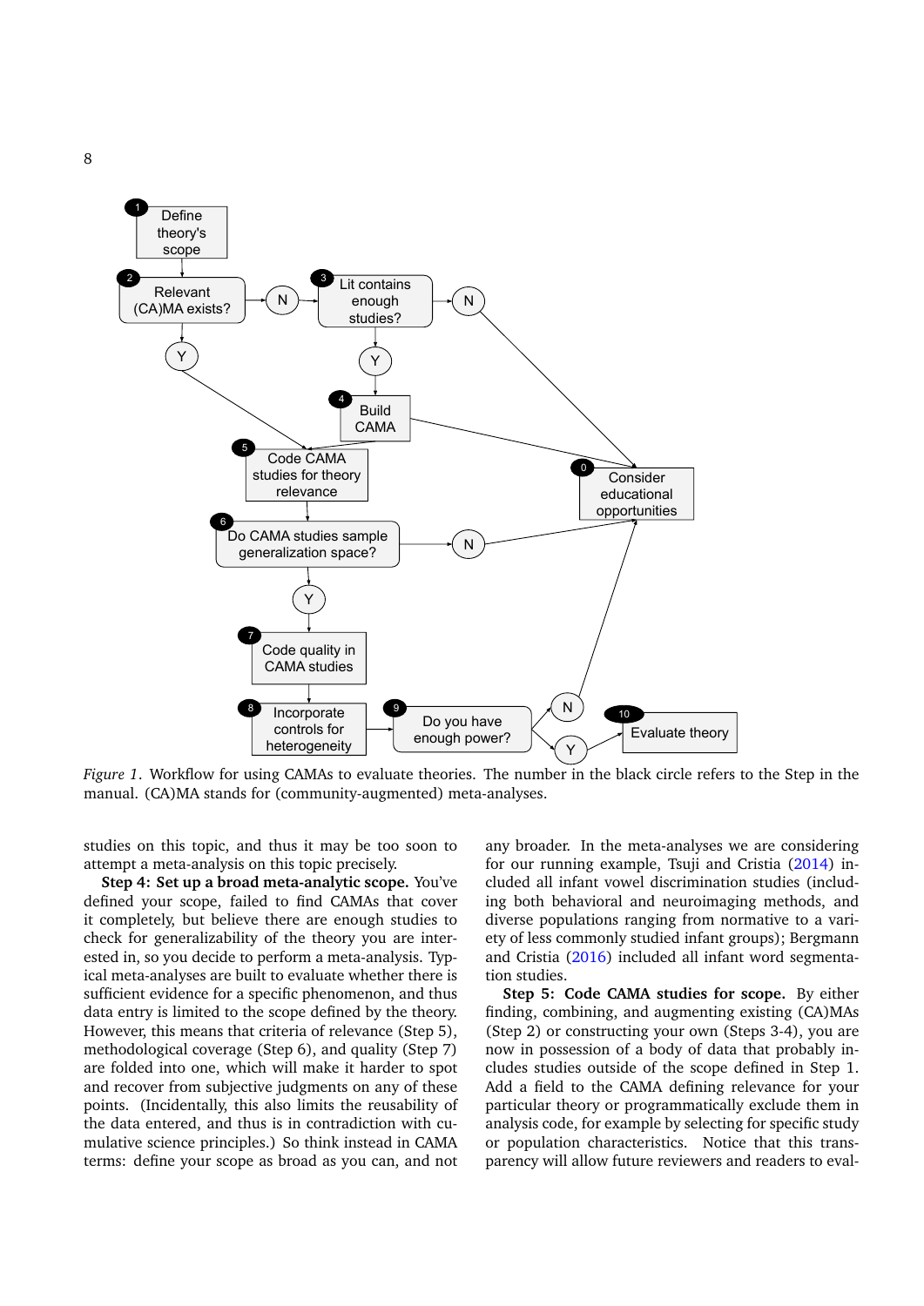Define theory's scope
Relevant (CA)MA exists?
N
Lit contains enough studies?
N
Y
Y
Build CAMA
Code CAMA studies for theory relevance
Consider educational opportunities
Do CAMA studies sample generalization space?
N
Y
Code quality in CAMA studies
Incorporate controls for heterogeneity
Do you have enough power?
N
Y
Evaluate theory
1
2
3
4
5
0
6
7
8
9
10

*Figure 1*. Workflow for using CAMAs to evaluate theories. The number in the black circle refers to the Step in the manual. (CA)MA stands for (community-augmented) meta-analyses.

studies on this topic, and thus it may be too soon to attempt a meta-analysis on this topic precisely.

**Step 4: Set up a broad meta-analytic scope.** You've defined your scope, failed to find CAMAs that cover it completely, but believe there are enough studies to check for generalizability of the theory you are interested in, so you decide to perform a meta-analysis. Typical meta-analyses are built to evaluate whether there is sufficient evidence for a specific phenomenon, and thus data entry is limited to the scope defined by the theory. However, this means that criteria of relevance (Step 5), methodological coverage (Step 6), and quality (Step 7) are folded into one, which will make it harder to spot and recover from subjective judgments on any of these points. (Incidentally, this also limits the reusability of the data entered, and thus is in contradiction with cumulative science principles.) So think instead in CAMA terms: define your scope as broad as you can, and not any broader. In the meta-analyses we are considering for our running example, Tsuji and Cristia (2014) included all infant vowel discrimination studies (including both behavioral and neuroimaging methods, and diverse populations ranging from normative to a variety of less commonly studied infant groups); Bergmann and Cristia (2016) included all infant word segmentation studies.

**Step 5: Code CAMA studies for scope.** By either finding, combining, and augmenting existing (CA)MAs (Step 2) or constructing your own (Steps 3-4), you are now in possession of a body of data that probably includes studies outside of the scope defined in Step 1. Add a field to the CAMA defining relevance for your particular theory or programmatically exclude them in analysis code, for example by selecting for specific study or population characteristics. Notice that this transparency will allow future reviewers and readers to eval-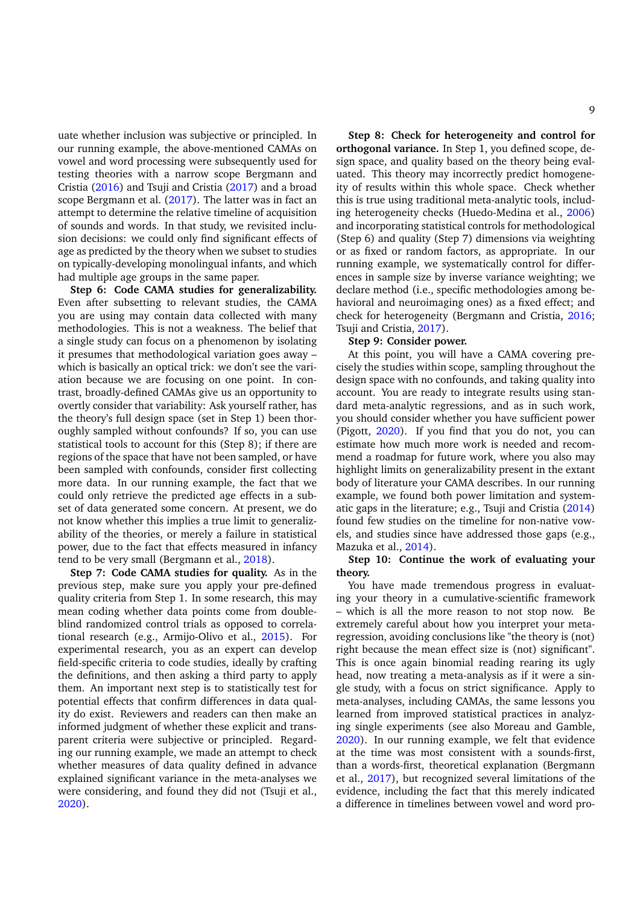uate whether inclusion was subjective or principled. In our running example, the above-mentioned CAMAs on vowel and word processing were subsequently used for testing theories with a narrow scope Bergmann and Cristia (2016) and Tsuji and Cristia (2017) and a broad scope Bergmann et al. (2017). The latter was in fact an attempt to determine the relative timeline of acquisition of sounds and words. In that study, we revisited inclusion decisions: we could only find significant effects of age as predicted by the theory when we subset to studies on typically-developing monolingual infants, and which had multiple age groups in the same paper.

**Step 6: Code CAMA studies for generalizability.** Even after subsetting to relevant studies, the CAMA you are using may contain data collected with many methodologies. This is not a weakness. The belief that a single study can focus on a phenomenon by isolating it presumes that methodological variation goes away – which is basically an optical trick: we don't see the variation because we are focusing on one point. In contrast, broadly-defined CAMAs give us an opportunity to overtly consider that variability: Ask yourself rather, has the theory's full design space (set in Step 1) been thoroughly sampled without confounds? If so, you can use statistical tools to account for this (Step 8); if there are regions of the space that have not been sampled, or have been sampled with confounds, consider first collecting more data. In our running example, the fact that we could only retrieve the predicted age effects in a subset of data generated some concern. At present, we do not know whether this implies a true limit to generalizability of the theories, or merely a failure in statistical power, due to the fact that effects measured in infancy tend to be very small (Bergmann et al., 2018).

**Step 7: Code CAMA studies for quality.** As in the previous step, make sure you apply your pre-defined quality criteria from Step 1. In some research, this may mean coding whether data points come from double-blind randomized control trials as opposed to correlational research (e.g., Armijo-Olivo et al., 2015). For experimental research, you as an expert can develop field-specific criteria to code studies, ideally by crafting the definitions, and then asking a third party to apply them. An important next step is to statistically test for potential effects that confirm differences in data quality do exist. Reviewers and readers can then make an informed judgment of whether these explicit and transparent criteria were subjective or principled. Regarding our running example, we made an attempt to check whether measures of data quality defined in advance explained significant variance in the meta-analyses we were considering, and found they did not (Tsuji et al., 2020).

**Step 8: Check for heterogeneity and control for orthogonal variance.** In Step 1, you defined scope, design space, and quality based on the theory being evaluated. This theory may incorrectly predict homogeneity of results within this whole space. Check whether this is true using traditional meta-analytic tools, including heterogeneity checks (Huedo-Medina et al., 2006) and incorporating statistical controls for methodological (Step 6) and quality (Step 7) dimensions via weighting or as fixed or random factors, as appropriate. In our running example, we systematically control for differences in sample size by inverse variance weighting; we declare method (i.e., specific methodologies among behavioral and neuroimaging ones) as a fixed effect; and check for heterogeneity (Bergmann and Cristia, 2016; Tsuji and Cristia, 2017).

**Step 9: Consider power.**

At this point, you will have a CAMA covering precisely the studies within scope, sampling throughout the design space with no confounds, and taking quality into account. You are ready to integrate results using standard meta-analytic regressions, and as in such work, you should consider whether you have sufficient power (Pigott, 2020). If you find that you do not, you can estimate how much more work is needed and recommend a roadmap for future work, where you also may highlight limits on generalizability present in the extant body of literature your CAMA describes. In our running example, we found both power limitation and systematic gaps in the literature; e.g., Tsuji and Cristia (2014) found few studies on the timeline for non-native vowels, and studies since have addressed those gaps (e.g., Mazuka et al., 2014).

**Step 10: Continue the work of evaluating your theory.**

You have made tremendous progress in evaluating your theory in a cumulative-scientific framework – which is all the more reason to not stop now. Be extremely careful about how you interpret your meta-regression, avoiding conclusions like "the theory is (not) right because the mean effect size is (not) significant". This is once again binomial reading rearing its ugly head, now treating a meta-analysis as if it were a single study, with a focus on strict significance. Apply to meta-analyses, including CAMAs, the same lessons you learned from improved statistical practices in analyzing single experiments (see also Moreau and Gamble, 2020). In our running example, we felt that evidence at the time was most consistent with a sounds-first, than a words-first, theoretical explanation (Bergmann et al., 2017), but recognized several limitations of the evidence, including the fact that this merely indicated a difference in timelines between vowel and word pro-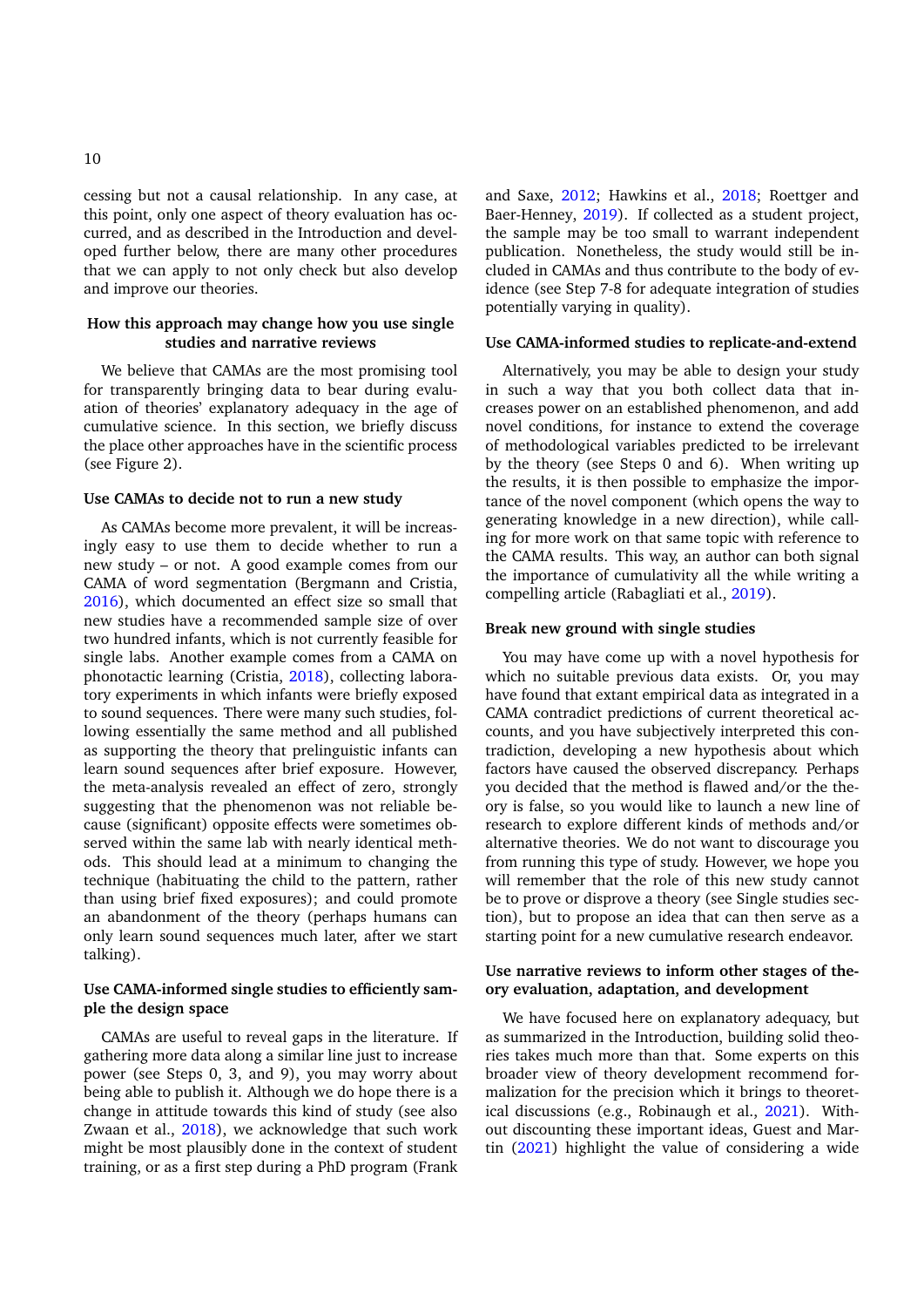cessing but not a causal relationship. In any case, at this point, only one aspect of theory evaluation has occurred, and as described in the Introduction and developed further below, there are many other procedures that we can apply to not only check but also develop and improve our theories.

## How this approach may change how you use single studies and narrative reviews

We believe that CAMAs are the most promising tool for transparently bringing data to bear during evaluation of theories' explanatory adequacy in the age of cumulative science. In this section, we briefly discuss the place other approaches have in the scientific process (see Figure 2).

### Use CAMAs to decide not to run a new study

As CAMAs become more prevalent, it will be increasingly easy to use them to decide whether to run a new study – or not. A good example comes from our CAMA of word segmentation (Bergmann and Cristia, 2016), which documented an effect size so small that new studies have a recommended sample size of over two hundred infants, which is not currently feasible for single labs. Another example comes from a CAMA on phonotactic learning (Cristia, 2018), collecting laboratory experiments in which infants were briefly exposed to sound sequences. There were many such studies, following essentially the same method and all published as supporting the theory that prelinguistic infants can learn sound sequences after brief exposure. However, the meta-analysis revealed an effect of zero, strongly suggesting that the phenomenon was not reliable because (significant) opposite effects were sometimes observed within the same lab with nearly identical methods. This should lead at a minimum to changing the technique (habituating the child to the pattern, rather than using brief fixed exposures); and could promote an abandonment of the theory (perhaps humans can only learn sound sequences much later, after we start talking).

### Use CAMA-informed single studies to efficiently sample the design space

CAMAs are useful to reveal gaps in the literature. If gathering more data along a similar line just to increase power (see Steps 0, 3, and 9), you may worry about being able to publish it. Although we do hope there is a change in attitude towards this kind of study (see also Zwaan et al., 2018), we acknowledge that such work might be most plausibly done in the context of student training, or as a first step during a PhD program (Frank and Saxe, 2012; Hawkins et al., 2018; Roettger and Baer-Henney, 2019). If collected as a student project, the sample may be too small to warrant independent publication. Nonetheless, the study would still be included in CAMAs and thus contribute to the body of evidence (see Step 7-8 for adequate integration of studies potentially varying in quality).

### Use CAMA-informed studies to replicate-and-extend

Alternatively, you may be able to design your study in such a way that you both collect data that increases power on an established phenomenon, and add novel conditions, for instance to extend the coverage of methodological variables predicted to be irrelevant by the theory (see Steps 0 and 6). When writing up the results, it is then possible to emphasize the importance of the novel component (which opens the way to generating knowledge in a new direction), while calling for more work on that same topic with reference to the CAMA results. This way, an author can both signal the importance of cumulativity all the while writing a compelling article (Rabagliati et al., 2019).

### Break new ground with single studies

You may have come up with a novel hypothesis for which no suitable previous data exists. Or, you may have found that extant empirical data as integrated in a CAMA contradict predictions of current theoretical accounts, and you have subjectively interpreted this contradiction, developing a new hypothesis about which factors have caused the observed discrepancy. Perhaps you decided that the method is flawed and/or the theory is false, so you would like to launch a new line of research to explore different kinds of methods and/or alternative theories. We do not want to discourage you from running this type of study. However, we hope you will remember that the role of this new study cannot be to prove or disprove a theory (see Single studies section), but to propose an idea that can then serve as a starting point for a new cumulative research endeavor.

### Use narrative reviews to inform other stages of theory evaluation, adaptation, and development

We have focused here on explanatory adequacy, but as summarized in the Introduction, building solid theories takes much more than that. Some experts on this broader view of theory development recommend formalization for the precision which it brings to theoretical discussions (e.g., Robinaugh et al., 2021). Without discounting these important ideas, Guest and Martin (2021) highlight the value of considering a wide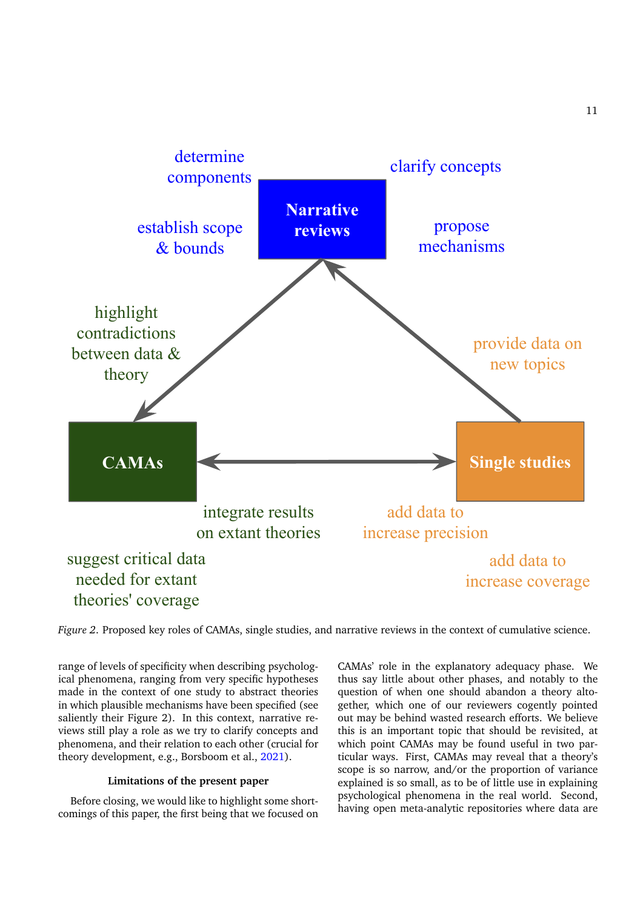determine components

clarify concepts

Narrative reviews

establish scope & bounds

propose mechanisms

highlight contradictions between data & theory

provide data on new topics

CAMAs

Single studies

integrate results on extant theories

add data to increase precision

suggest critical data needed for extant theories' coverage

add data to increase coverage

*Figure 2*. Proposed key roles of CAMAs, single studies, and narrative reviews in the context of cumulative science.

range of levels of specificity when describing psychological phenomena, ranging from very specific hypotheses made in the context of one study to abstract theories in which plausible mechanisms have been specified (see saliently their Figure 2). In this context, narrative reviews still play a role as we try to clarify concepts and phenomena, and their relation to each other (crucial for theory development, e.g., Borsboom et al., 2021).

### Limitations of the present paper

Before closing, we would like to highlight some shortcomings of this paper, the first being that we focused on CAMAs' role in the explanatory adequacy phase. We thus say little about other phases, and notably to the question of when one should abandon a theory altogether, which one of our reviewers cogently pointed out may be behind wasted research efforts. We believe this is an important topic that should be revisited, at which point CAMAs may be found useful in two particular ways. First, CAMAs may reveal that a theory's scope is so narrow, and/or the proportion of variance explained is so small, as to be of little use in explaining psychological phenomena in the real world. Second, having open meta-analytic repositories where data are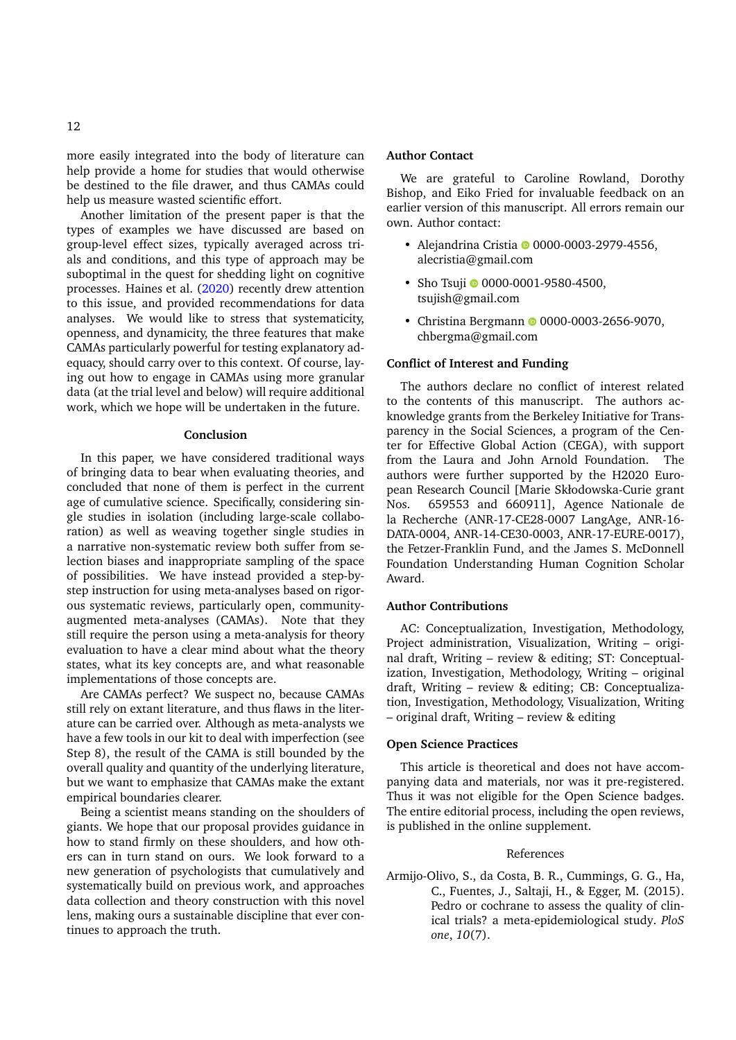more easily integrated into the body of literature can help provide a home for studies that would otherwise be destined to the file drawer, and thus CAMAs could help us measure wasted scientific effort.

Another limitation of the present paper is that the types of examples we have discussed are based on group-level effect sizes, typically averaged across trials and conditions, and this type of approach may be suboptimal in the quest for shedding light on cognitive processes. Haines et al. (2020) recently drew attention to this issue, and provided recommendations for data analyses. We would like to stress that systematicity, openness, and dynamicity, the three features that make CAMAs particularly powerful for testing explanatory adequacy, should carry over to this context. Of course, laying out how to engage in CAMAs using more granular data (at the trial level and below) will require additional work, which we hope will be undertaken in the future.

## Conclusion

In this paper, we have considered traditional ways of bringing data to bear when evaluating theories, and concluded that none of them is perfect in the current age of cumulative science. Specifically, considering single studies in isolation (including large-scale collaboration) as well as weaving together single studies in a narrative non-systematic review both suffer from selection biases and inappropriate sampling of the space of possibilities. We have instead provided a step-by-step instruction for using meta-analyses based on rigorous systematic reviews, particularly open, community-augmented meta-analyses (CAMAs). Note that they still require the person using a meta-analysis for theory evaluation to have a clear mind about what the theory states, what its key concepts are, and what reasonable implementations of those concepts are.

Are CAMAs perfect? We suspect no, because CAMAs still rely on extant literature, and thus flaws in the literature can be carried over. Although as meta-analysts we have a few tools in our kit to deal with imperfection (see Step 8), the result of the CAMA is still bounded by the overall quality and quantity of the underlying literature, but we want to emphasize that CAMAs make the extant empirical boundaries clearer.

Being a scientist means standing on the shoulders of giants. We hope that our proposal provides guidance in how to stand firmly on these shoulders, and how others can in turn stand on ours. We look forward to a new generation of psychologists that cumulatively and systematically build on previous work, and approaches data collection and theory construction with this novel lens, making ours a sustainable discipline that ever continues to approach the truth.

### Author Contact

We are grateful to Caroline Rowland, Dorothy Bishop, and Eiko Fried for invaluable feedback on an earlier version of this manuscript. All errors remain our own. Author contact:

- Alejandrina Cristia 0000-0003-2979-4556, alecristia@gmail.com
- Sho Tsuji 0000-0001-9580-4500, tsujish@gmail.com
- Christina Bergmann 0000-0003-2656-9070, chbergma@gmail.com

### Conflict of Interest and Funding

The authors declare no conflict of interest related to the contents of this manuscript. The authors acknowledge grants from the Berkeley Initiative for Transparency in the Social Sciences, a program of the Center for Effective Global Action (CEGA), with support from the Laura and John Arnold Foundation. The authors were further supported by the H2020 European Research Council [Marie Skłodowska-Curie grant Nos. 659553 and 660911], Agence Nationale de la Recherche (ANR-17-CE28-0007 LangAge, ANR-16-DATA-0004, ANR-14-CE30-0003, ANR-17-EURE-0017), the Fetzer-Franklin Fund, and the James S. McDonnell Foundation Understanding Human Cognition Scholar Award.

### Author Contributions

AC: Conceptualization, Investigation, Methodology, Project administration, Visualization, Writing – original draft, Writing – review & editing; ST: Conceptualization, Investigation, Methodology, Writing – original draft, Writing – review & editing; CB: Conceptualization, Investigation, Methodology, Visualization, Writing – original draft, Writing – review & editing

### Open Science Practices

This article is theoretical and does not have accompanying data and materials, nor was it pre-registered. Thus it was not eligible for the Open Science badges. The entire editorial process, including the open reviews, is published in the online supplement.

## References

Armijo-Olivo, S., da Costa, B. R., Cummings, G. G., Ha, C., Fuentes, J., Saltaji, H., & Egger, M. (2015). Pedro or cochrane to assess the quality of clinical trials? a meta-epidemiological study. *PloS one*, *10*(7).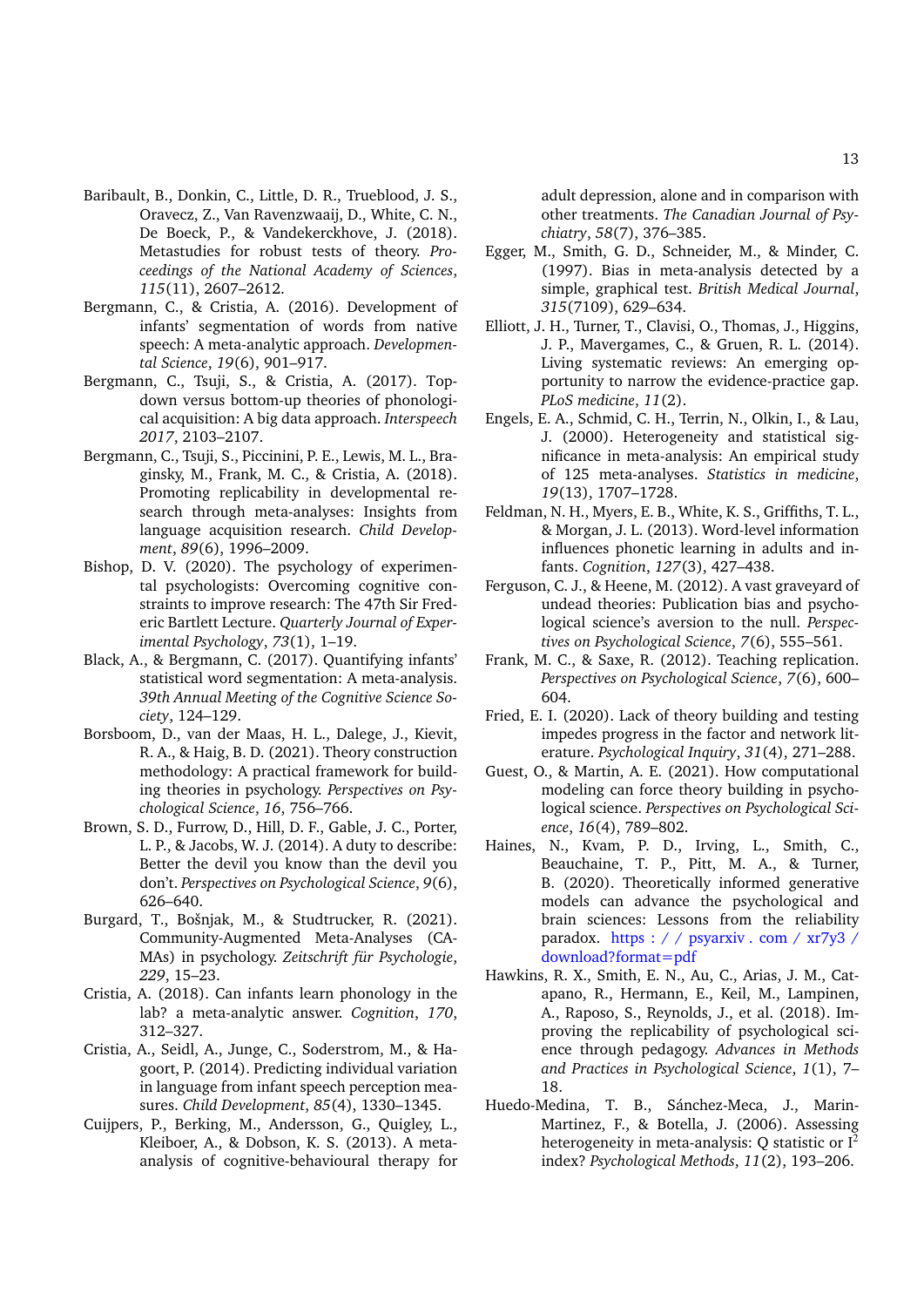Baribault, B., Donkin, C., Little, D. R., Trueblood, J. S., Oravecz, Z., Van Ravenzwaaij, D., White, C. N., De Boeck, P., & Vandekerckhove, J. (2018). Metastudies for robust tests of theory. *Proceedings of the National Academy of Sciences*, *115*(11), 2607–2612.

Bergmann, C., & Cristia, A. (2016). Development of infants' segmentation of words from native speech: A meta-analytic approach. *Developmental Science*, *19*(6), 901–917.

Bergmann, C., Tsuji, S., & Cristia, A. (2017). Top-down versus bottom-up theories of phonological acquisition: A big data approach. *Interspeech 2017*, 2103–2107.

Bergmann, C., Tsuji, S., Piccinini, P. E., Lewis, M. L., Braginsky, M., Frank, M. C., & Cristia, A. (2018). Promoting replicability in developmental research through meta-analyses: Insights from language acquisition research. *Child Development*, *89*(6), 1996–2009.

Bishop, D. V. (2020). The psychology of experimental psychologists: Overcoming cognitive constraints to improve research: The 47th Sir Frederic Bartlett Lecture. *Quarterly Journal of Experimental Psychology*, *73*(1), 1–19.

Black, A., & Bergmann, C. (2017). Quantifying infants' statistical word segmentation: A meta-analysis. *39th Annual Meeting of the Cognitive Science Society*, 124–129.

Borsboom, D., van der Maas, H. L., Dalege, J., Kievit, R. A., & Haig, B. D. (2021). Theory construction methodology: A practical framework for building theories in psychology. *Perspectives on Psychological Science*, *16*, 756–766.

Brown, S. D., Furrow, D., Hill, D. F., Gable, J. C., Porter, L. P., & Jacobs, W. J. (2014). A duty to describe: Better the devil you know than the devil you don't. *Perspectives on Psychological Science*, *9*(6), 626–640.

Burgard, T., Bošnjak, M., & Studtrucker, R. (2021). Community-Augmented Meta-Analyses (CAMAs) in psychology. *Zeitschrift für Psychologie*, *229*, 15–23.

Cristia, A. (2018). Can infants learn phonology in the lab? a meta-analytic answer. *Cognition*, *170*, 312–327.

Cristia, A., Seidl, A., Junge, C., Soderstrom, M., & Hagoort, P. (2014). Predicting individual variation in language from infant speech perception measures. *Child Development*, *85*(4), 1330–1345.

Cuijpers, P., Berking, M., Andersson, G., Quigley, L., Kleiboer, A., & Dobson, K. S. (2013). A meta-analysis of cognitive-behavioural therapy for adult depression, alone and in comparison with other treatments. *The Canadian Journal of Psychiatry*, *58*(7), 376–385.

Egger, M., Smith, G. D., Schneider, M., & Minder, C. (1997). Bias in meta-analysis detected by a simple, graphical test. *British Medical Journal*, *315*(7109), 629–634.

Elliott, J. H., Turner, T., Clavisi, O., Thomas, J., Higgins, J. P., Mavergames, C., & Gruen, R. L. (2014). Living systematic reviews: An emerging opportunity to narrow the evidence-practice gap. *PLoS medicine*, *11*(2).

Engels, E. A., Schmid, C. H., Terrin, N., Olkin, I., & Lau, J. (2000). Heterogeneity and statistical significance in meta-analysis: An empirical study of 125 meta-analyses. *Statistics in medicine*, *19*(13), 1707–1728.

Feldman, N. H., Myers, E. B., White, K. S., Griffiths, T. L., & Morgan, J. L. (2013). Word-level information influences phonetic learning in adults and infants. *Cognition*, *127*(3), 427–438.

Ferguson, C. J., & Heene, M. (2012). A vast graveyard of undead theories: Publication bias and psychological science's aversion to the null. *Perspectives on Psychological Science*, *7*(6), 555–561.

Frank, M. C., & Saxe, R. (2012). Teaching replication. *Perspectives on Psychological Science*, *7*(6), 600–604.

Fried, E. I. (2020). Lack of theory building and testing impedes progress in the factor and network literature. *Psychological Inquiry*, *31*(4), 271–288.

Guest, O., & Martin, A. E. (2021). How computational modeling can force theory building in psychological science. *Perspectives on Psychological Science*, *16*(4), 789–802.

Haines, N., Kvam, P. D., Irving, L., Smith, C., Beauchaine, T. P., Pitt, M. A., & Turner, B. (2020). Theoretically informed generative models can advance the psychological and brain sciences: Lessons from the reliability paradox. https://psyarxiv.com/xr7y3/download?format=pdf

Hawkins, R. X., Smith, E. N., Au, C., Arias, J. M., Catapano, R., Hermann, E., Keil, M., Lampinen, A., Raposo, S., Reynolds, J., et al. (2018). Improving the replicability of psychological science through pedagogy. *Advances in Methods and Practices in Psychological Science*, *1*(1), 7–18.

Huedo-Medina, T. B., Sánchez-Meca, J., Marin-Martinez, F., & Botella, J. (2006). Assessing heterogeneity in meta-analysis: Q statistic or $I^2$ index? *Psychological Methods*, *11*(2), 193–206.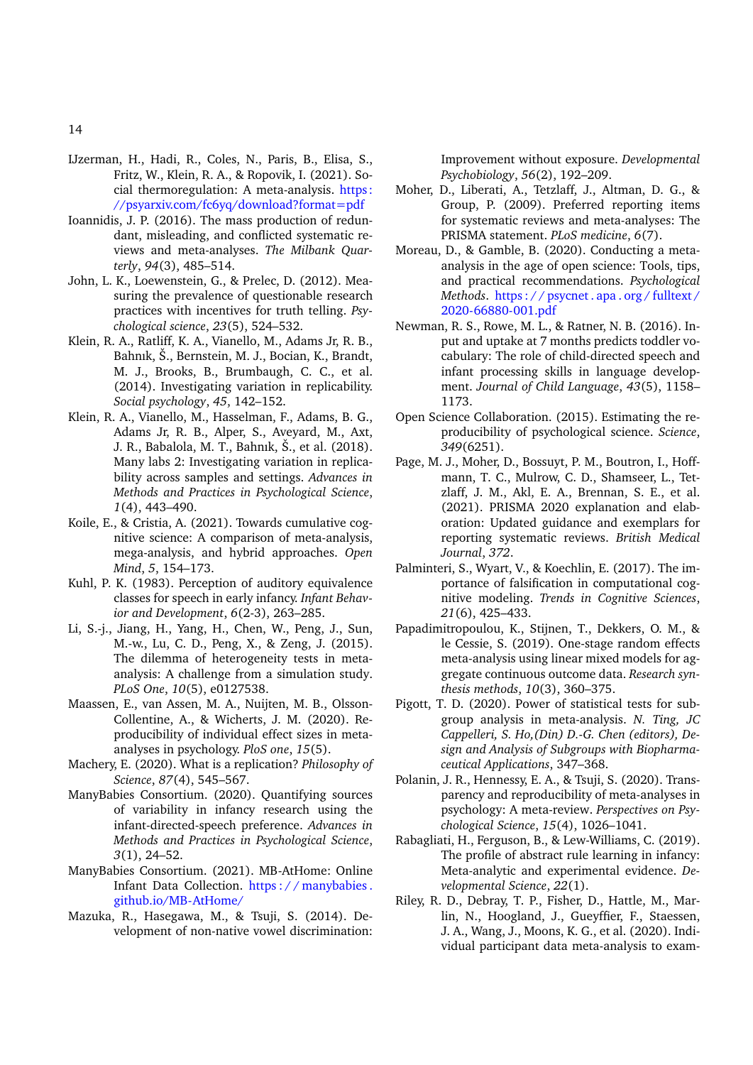IJzerman, H., Hadi, R., Coles, N., Paris, B., Elisa, S., Fritz, W., Klein, R. A., & Ropovik, I. (2021). Social thermoregulation: A meta-analysis. https://psyarxiv.com/fc6yq/download?format=pdf

Ioannidis, J. P. (2016). The mass production of redundant, misleading, and conflicted systematic reviews and meta-analyses. *The Milbank Quarterly*, *94*(3), 485–514.

John, L. K., Loewenstein, G., & Prelec, D. (2012). Measuring the prevalence of questionable research practices with incentives for truth telling. *Psychological science*, *23*(5), 524–532.

Klein, R. A., Ratliff, K. A., Vianello, M., Adams Jr, R. B., Bahník, Š., Bernstein, M. J., Bocian, K., Brandt, M. J., Brooks, B., Brumbaugh, C. C., et al. (2014). Investigating variation in replicability. *Social psychology*, *45*, 142–152.

Klein, R. A., Vianello, M., Hasselman, F., Adams, B. G., Adams Jr, R. B., Alper, S., Aveyard, M., Axt, J. R., Babalola, M. T., Bahník, Š., et al. (2018). Many labs 2: Investigating variation in replicability across samples and settings. *Advances in Methods and Practices in Psychological Science*, *1*(4), 443–490.

Koile, E., & Cristia, A. (2021). Towards cumulative cognitive science: A comparison of meta-analysis, mega-analysis, and hybrid approaches. *Open Mind*, *5*, 154–173.

Kuhl, P. K. (1983). Perception of auditory equivalence classes for speech in early infancy. *Infant Behavior and Development*, *6*(2-3), 263–285.

Li, S.-j., Jiang, H., Yang, H., Chen, W., Peng, J., Sun, M.-w., Lu, C. D., Peng, X., & Zeng, J. (2015). The dilemma of heterogeneity tests in meta-analysis: A challenge from a simulation study. *PLoS One*, *10*(5), e0127538.

Maassen, E., van Assen, M. A., Nuijten, M. B., Olsson-Collentine, A., & Wicherts, J. M. (2020). Reproducibility of individual effect sizes in meta-analyses in psychology. *PloS one*, *15*(5).

Machery, E. (2020). What is a replication? *Philosophy of Science*, *87*(4), 545–567.

ManyBabies Consortium. (2020). Quantifying sources of variability in infancy research using the infant-directed-speech preference. *Advances in Methods and Practices in Psychological Science*, *3*(1), 24–52.

ManyBabies Consortium. (2021). MB-AtHome: Online Infant Data Collection. https://manybabies.github.io/MB-AtHome/

Mazuka, R., Hasegawa, M., & Tsuji, S. (2014). Development of non-native vowel discrimination: Improvement without exposure. *Developmental Psychobiology*, *56*(2), 192–209.

Moher, D., Liberati, A., Tetzlaff, J., Altman, D. G., & Group, P. (2009). Preferred reporting items for systematic reviews and meta-analyses: The PRISMA statement. *PLoS medicine*, *6*(7).

Moreau, D., & Gamble, B. (2020). Conducting a meta-analysis in the age of open science: Tools, tips, and practical recommendations. *Psychological Methods*. https://psycnet.apa.org/fulltext/2020-66880-001.pdf

Newman, R. S., Rowe, M. L., & Ratner, N. B. (2016). Input and uptake at 7 months predicts toddler vocabulary: The role of child-directed speech and infant processing skills in language development. *Journal of Child Language*, *43*(5), 1158–1173.

Open Science Collaboration. (2015). Estimating the reproducibility of psychological science. *Science*, *349*(6251).

Page, M. J., Moher, D., Bossuyt, P. M., Boutron, I., Hoffmann, T. C., Mulrow, C. D., Shamseer, L., Tetzlaff, J. M., Akl, E. A., Brennan, S. E., et al. (2021). PRISMA 2020 explanation and elaboration: Updated guidance and exemplars for reporting systematic reviews. *British Medical Journal*, *372*.

Palminteri, S., Wyart, V., & Koechlin, E. (2017). The importance of falsification in computational cognitive modeling. *Trends in Cognitive Sciences*, *21*(6), 425–433.

Papadimitropoulou, K., Stijnen, T., Dekkers, O. M., & le Cessie, S. (2019). One-stage random effects meta-analysis using linear mixed models for aggregate continuous outcome data. *Research synthesis methods*, *10*(3), 360–375.

Pigott, T. D. (2020). Power of statistical tests for subgroup analysis in meta-analysis. *N. Ting, JC Cappelleri, S. Ho,(Din) D.-G. Chen (editors), Design and Analysis of Subgroups with Biopharmaceutical Applications*, 347–368.

Polanin, J. R., Hennessy, E. A., & Tsuji, S. (2020). Transparency and reproducibility of meta-analyses in psychology: A meta-review. *Perspectives on Psychological Science*, *15*(4), 1026–1041.

Rabagliati, H., Ferguson, B., & Lew-Williams, C. (2019). The profile of abstract rule learning in infancy: Meta-analytic and experimental evidence. *Developmental Science*, *22*(1).

Riley, R. D., Debray, T. P., Fisher, D., Hattle, M., Marlin, N., Hoogland, J., Gueyffier, F., Staessen, J. A., Wang, J., Moons, K. G., et al. (2020). Individual participant data meta-analysis to exam-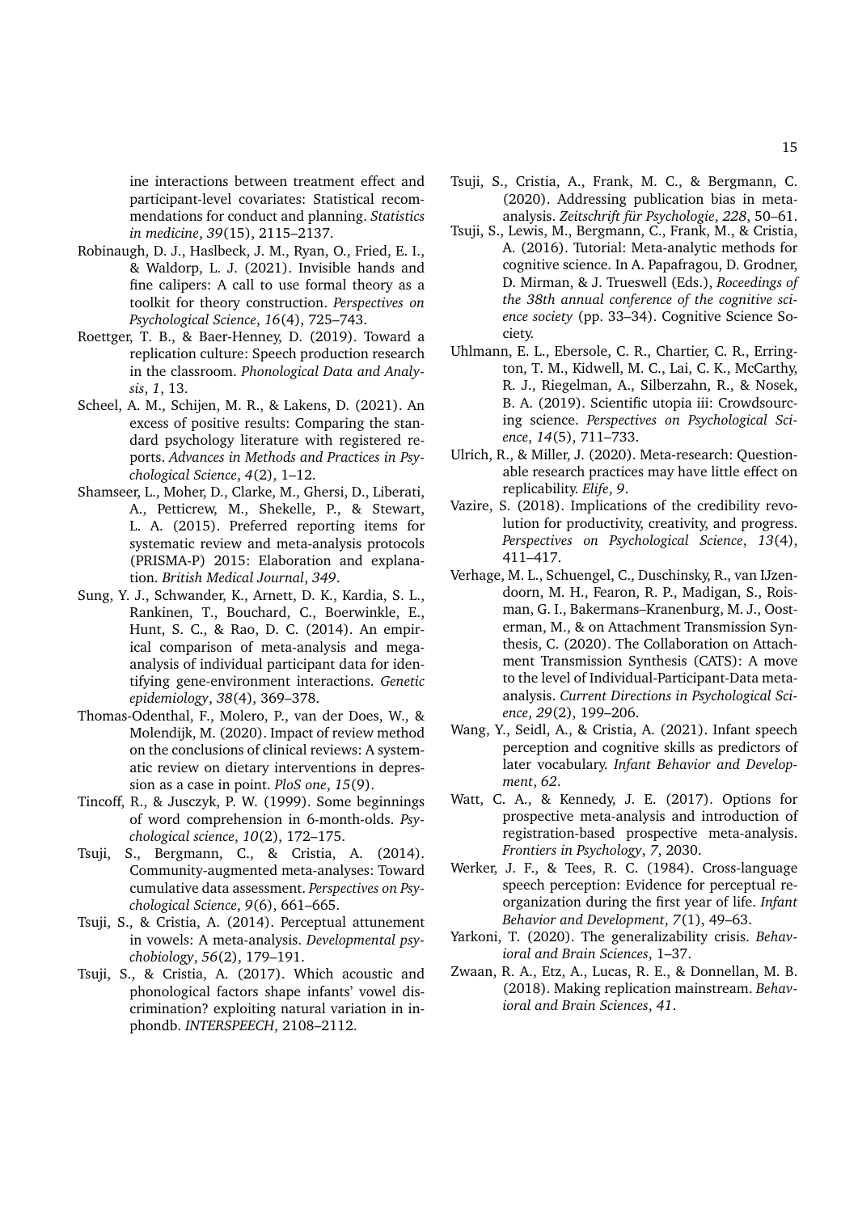ine interactions between treatment effect and participant-level covariates: Statistical recommendations for conduct and planning. *Statistics in medicine*, *39*(15), 2115–2137.

Robinaugh, D. J., Haslbeck, J. M., Ryan, O., Fried, E. I., & Waldorp, L. J. (2021). Invisible hands and fine calipers: A call to use formal theory as a toolkit for theory construction. *Perspectives on Psychological Science*, *16*(4), 725–743.

Roettger, T. B., & Baer-Henney, D. (2019). Toward a replication culture: Speech production research in the classroom. *Phonological Data and Analysis*, *1*, 13.

Scheel, A. M., Schijen, M. R., & Lakens, D. (2021). An excess of positive results: Comparing the standard psychology literature with registered reports. *Advances in Methods and Practices in Psychological Science*, *4*(2), 1–12.

Shamseer, L., Moher, D., Clarke, M., Ghersi, D., Liberati, A., Petticrew, M., Shekelle, P., & Stewart, L. A. (2015). Preferred reporting items for systematic review and meta-analysis protocols (PRISMA-P) 2015: Elaboration and explanation. *British Medical Journal*, *349*.

Sung, Y. J., Schwander, K., Arnett, D. K., Kardia, S. L., Rankinen, T., Bouchard, C., Boerwinkle, E., Hunt, S. C., & Rao, D. C. (2014). An empirical comparison of meta-analysis and mega-analysis of individual participant data for identifying gene-environment interactions. *Genetic epidemiology*, *38*(4), 369–378.

Thomas-Odenthal, F., Molero, P., van der Does, W., & Molendijk, M. (2020). Impact of review method on the conclusions of clinical reviews: A systematic review on dietary interventions in depression as a case in point. *PloS one*, *15*(9).

Tincoff, R., & Jusczyk, P. W. (1999). Some beginnings of word comprehension in 6-month-olds. *Psychological science*, *10*(2), 172–175.

Tsuji, S., Bergmann, C., & Cristia, A. (2014). Community-augmented meta-analyses: Toward cumulative data assessment. *Perspectives on Psychological Science*, *9*(6), 661–665.

Tsuji, S., & Cristia, A. (2014). Perceptual attunement in vowels: A meta-analysis. *Developmental psychobiology*, *56*(2), 179–191.

Tsuji, S., & Cristia, A. (2017). Which acoustic and phonological factors shape infants' vowel discrimination? exploiting natural variation in inphondb. *INTERSPEECH*, 2108–2112.

Tsuji, S., Cristia, A., Frank, M. C., & Bergmann, C. (2020). Addressing publication bias in meta-analysis. *Zeitschrift für Psychologie*, *228*, 50–61.

Tsuji, S., Lewis, M., Bergmann, C., Frank, M., & Cristia, A. (2016). Tutorial: Meta-analytic methods for cognitive science. In A. Papafragou, D. Grodner, D. Mirman, & J. Trueswell (Eds.), *Roceedings of the 38th annual conference of the cognitive science society* (pp. 33–34). Cognitive Science Society.

Uhlmann, E. L., Ebersole, C. R., Chartier, C. R., Errington, T. M., Kidwell, M. C., Lai, C. K., McCarthy, R. J., Riegelman, A., Silberzahn, R., & Nosek, B. A. (2019). Scientific utopia iii: Crowdsourcing science. *Perspectives on Psychological Science*, *14*(5), 711–733.

Ulrich, R., & Miller, J. (2020). Meta-research: Questionable research practices may have little effect on replicability. *Elife*, *9*.

Vazire, S. (2018). Implications of the credibility revolution for productivity, creativity, and progress. *Perspectives on Psychological Science*, *13*(4), 411–417.

Verhage, M. L., Schuengel, C., Duschinsky, R., van IJzendoorn, M. H., Fearon, R. P., Madigan, S., Roisman, G. I., Bakermans–Kranenburg, M. J., Oosterman, M., & on Attachment Transmission Synthesis, C. (2020). The Collaboration on Attachment Transmission Synthesis (CATS): A move to the level of Individual-Participant-Data meta-analysis. *Current Directions in Psychological Science*, *29*(2), 199–206.

Wang, Y., Seidl, A., & Cristia, A. (2021). Infant speech perception and cognitive skills as predictors of later vocabulary. *Infant Behavior and Development*, *62*.

Watt, C. A., & Kennedy, J. E. (2017). Options for prospective meta-analysis and introduction of registration-based prospective meta-analysis. *Frontiers in Psychology*, *7*, 2030.

Werker, J. F., & Tees, R. C. (1984). Cross-language speech perception: Evidence for perceptual reorganization during the first year of life. *Infant Behavior and Development*, *7*(1), 49–63.

Yarkoni, T. (2020). The generalizability crisis. *Behavioral and Brain Sciences*, 1–37.

Zwaan, R. A., Etz, A., Lucas, R. E., & Donnellan, M. B. (2018). Making replication mainstream. *Behavioral and Brain Sciences*, *41*.